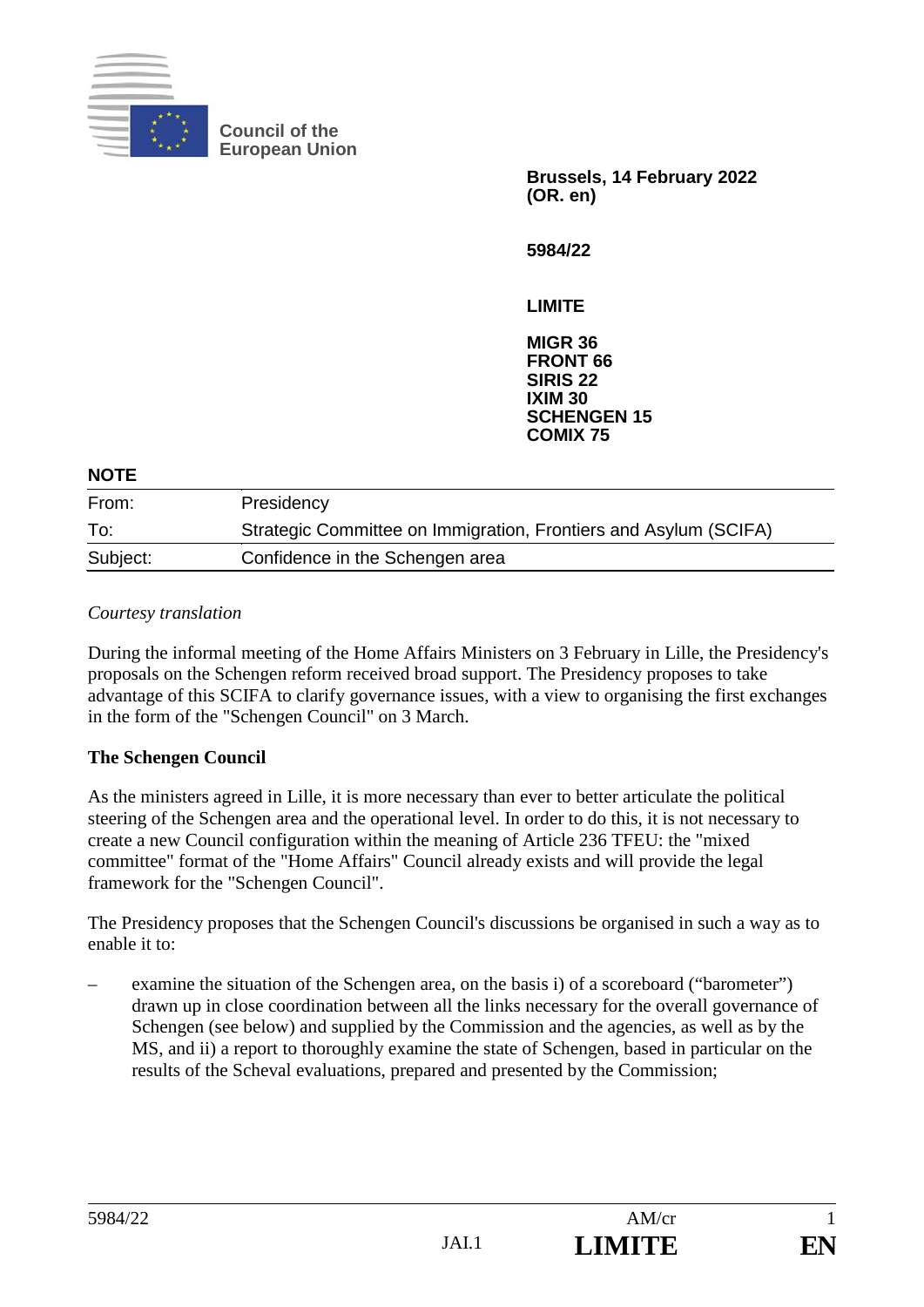Council of the European Union

**Brussels, 14 February 2022**
**(OR. en)**

**5984/22**

**LIMITE**

**MIGR 36**
**FRONT 66**
**SIRIS 22**
**IXIM 30**
**SCHENGEN 15**
**COMIX 75**

**NOTE**

| | |
|---|---|
| From: | Presidency |
| To: | Strategic Committee on Immigration, Frontiers and Asylum (SCIFA) |
| Subject: | Confidence in the Schengen area |

*Courtesy translation*

During the informal meeting of the Home Affairs Ministers on 3 February in Lille, the Presidency's proposals on the Schengen reform received broad support. The Presidency proposes to take advantage of this SCIFA to clarify governance issues, with a view to organising the first exchanges in the form of the "Schengen Council" on 3 March.

**The Schengen Council**

As the ministers agreed in Lille, it is more necessary than ever to better articulate the political steering of the Schengen area and the operational level. In order to do this, it is not necessary to create a new Council configuration within the meaning of Article 236 TFEU: the "mixed committee" format of the "Home Affairs" Council already exists and will provide the legal framework for the "Schengen Council".

The Presidency proposes that the Schengen Council's discussions be organised in such a way as to enable it to:

– examine the situation of the Schengen area, on the basis i) of a scoreboard ("barometer") drawn up in close coordination between all the links necessary for the overall governance of Schengen (see below) and supplied by the Commission and the agencies, as well as by the MS, and ii) a report to thoroughly examine the state of Schengen, based in particular on the results of the Scheval evaluations, prepared and presented by the Commission;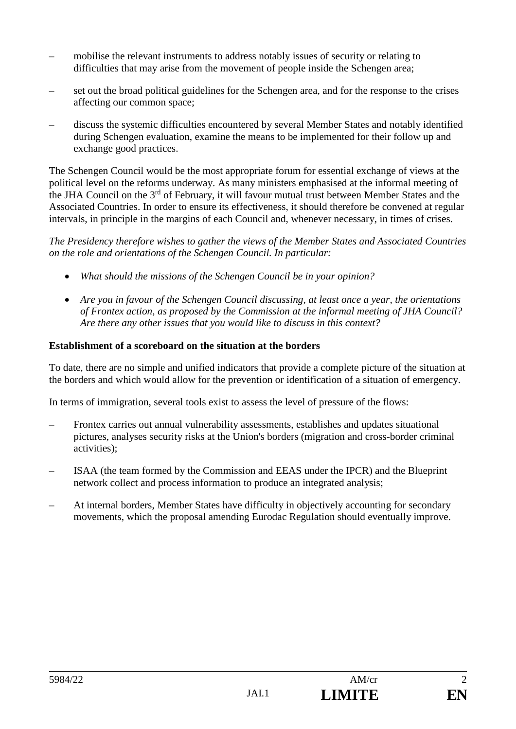– mobilise the relevant instruments to address notably issues of security or relating to difficulties that may arise from the movement of people inside the Schengen area;

– set out the broad political guidelines for the Schengen area, and for the response to the crises affecting our common space;

– discuss the systemic difficulties encountered by several Member States and notably identified during Schengen evaluation, examine the means to be implemented for their follow up and exchange good practices.

The Schengen Council would be the most appropriate forum for essential exchange of views at the political level on the reforms underway. As many ministers emphasised at the informal meeting of the JHA Council on the 3rd of February, it will favour mutual trust between Member States and the Associated Countries. In order to ensure its effectiveness, it should therefore be convened at regular intervals, in principle in the margins of each Council and, whenever necessary, in times of crises.

*The Presidency therefore wishes to gather the views of the Member States and Associated Countries on the role and orientations of the Schengen Council. In particular:*

- *What should the missions of the Schengen Council be in your opinion?*
- *Are you in favour of the Schengen Council discussing, at least once a year, the orientations of Frontex action, as proposed by the Commission at the informal meeting of JHA Council? Are there any other issues that you would like to discuss in this context?*

**Establishment of a scoreboard on the situation at the borders**

To date, there are no simple and unified indicators that provide a complete picture of the situation at the borders and which would allow for the prevention or identification of a situation of emergency.

In terms of immigration, several tools exist to assess the level of pressure of the flows:

– Frontex carries out annual vulnerability assessments, establishes and updates situational pictures, analyses security risks at the Union's borders (migration and cross-border criminal activities);

– ISAA (the team formed by the Commission and EEAS under the IPCR) and the Blueprint network collect and process information to produce an integrated analysis;

– At internal borders, Member States have difficulty in objectively accounting for secondary movements, which the proposal amending Eurodac Regulation should eventually improve.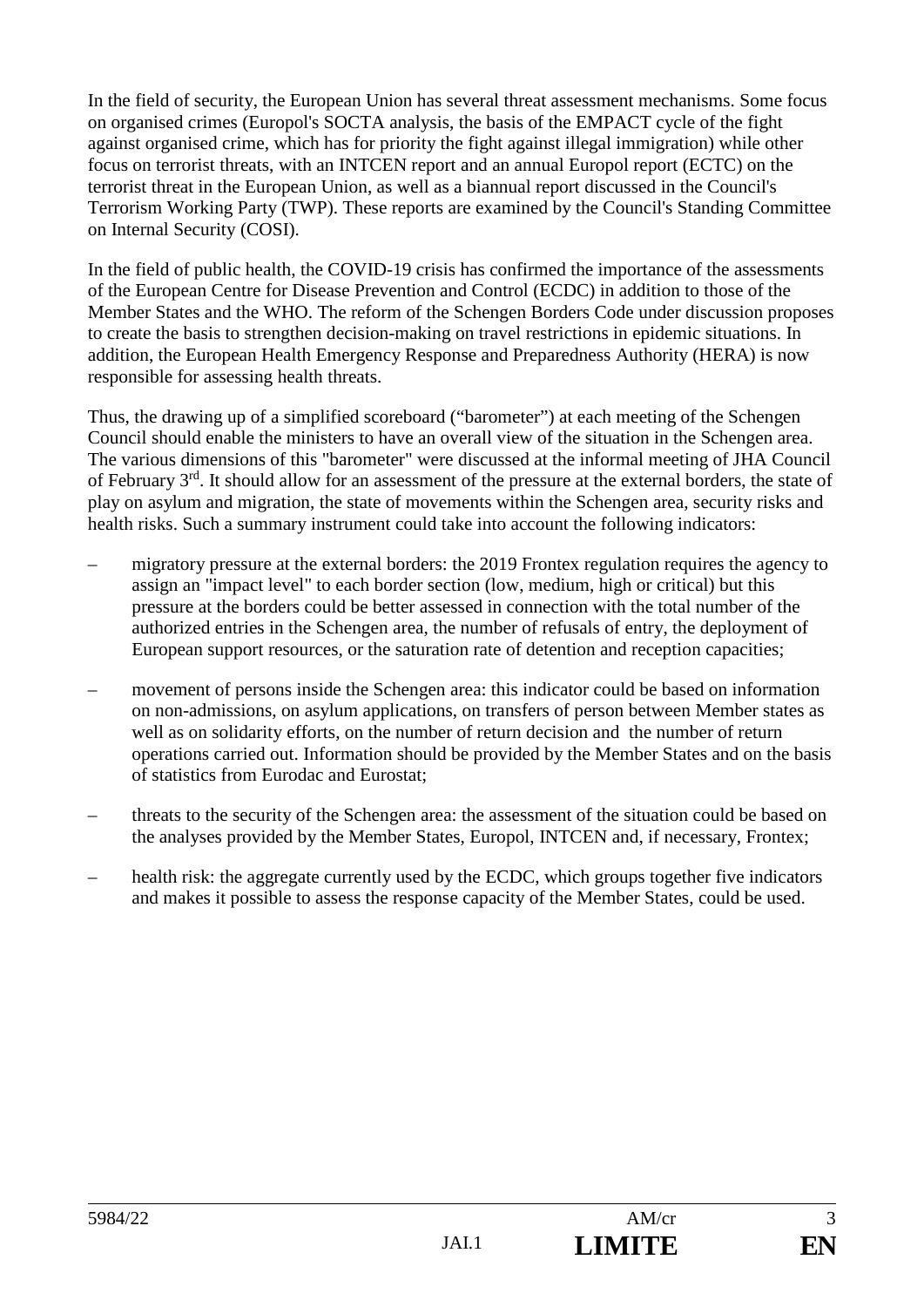In the field of security, the European Union has several threat assessment mechanisms. Some focus on organised crimes (Europol's SOCTA analysis, the basis of the EMPACT cycle of the fight against organised crime, which has for priority the fight against illegal immigration) while other focus on terrorist threats, with an INTCEN report and an annual Europol report (ECTC) on the terrorist threat in the European Union, as well as a biannual report discussed in the Council's Terrorism Working Party (TWP). These reports are examined by the Council's Standing Committee on Internal Security (COSI).

In the field of public health, the COVID-19 crisis has confirmed the importance of the assessments of the European Centre for Disease Prevention and Control (ECDC) in addition to those of the Member States and the WHO. The reform of the Schengen Borders Code under discussion proposes to create the basis to strengthen decision-making on travel restrictions in epidemic situations. In addition, the European Health Emergency Response and Preparedness Authority (HERA) is now responsible for assessing health threats.

Thus, the drawing up of a simplified scoreboard ("barometer") at each meeting of the Schengen Council should enable the ministers to have an overall view of the situation in the Schengen area. The various dimensions of this "barometer" were discussed at the informal meeting of JHA Council of February 3rd. It should allow for an assessment of the pressure at the external borders, the state of play on asylum and migration, the state of movements within the Schengen area, security risks and health risks. Such a summary instrument could take into account the following indicators:

– migratory pressure at the external borders: the 2019 Frontex regulation requires the agency to assign an "impact level" to each border section (low, medium, high or critical) but this pressure at the borders could be better assessed in connection with the total number of the authorized entries in the Schengen area, the number of refusals of entry, the deployment of European support resources, or the saturation rate of detention and reception capacities;

– movement of persons inside the Schengen area: this indicator could be based on information on non-admissions, on asylum applications, on transfers of person between Member states as well as on solidarity efforts, on the number of return decision and the number of return operations carried out. Information should be provided by the Member States and on the basis of statistics from Eurodac and Eurostat;

– threats to the security of the Schengen area: the assessment of the situation could be based on the analyses provided by the Member States, Europol, INTCEN and, if necessary, Frontex;

– health risk: the aggregate currently used by the ECDC, which groups together five indicators and makes it possible to assess the response capacity of the Member States, could be used.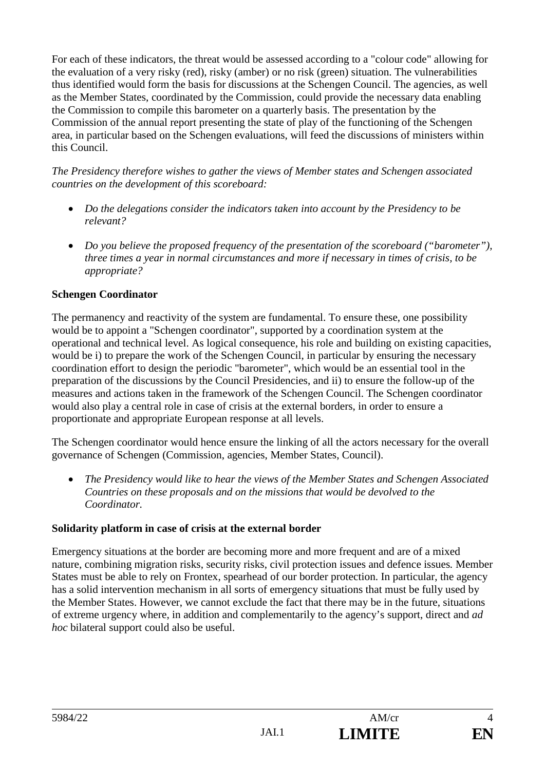For each of these indicators, the threat would be assessed according to a "colour code" allowing for the evaluation of a very risky (red), risky (amber) or no risk (green) situation. The vulnerabilities thus identified would form the basis for discussions at the Schengen Council. The agencies, as well as the Member States, coordinated by the Commission, could provide the necessary data enabling the Commission to compile this barometer on a quarterly basis. The presentation by the Commission of the annual report presenting the state of play of the functioning of the Schengen area, in particular based on the Schengen evaluations, will feed the discussions of ministers within this Council.

*The Presidency therefore wishes to gather the views of Member states and Schengen associated countries on the development of this scoreboard:*

- *Do the delegations consider the indicators taken into account by the Presidency to be relevant?*
- *Do you believe the proposed frequency of the presentation of the scoreboard ("barometer"), three times a year in normal circumstances and more if necessary in times of crisis, to be appropriate?*

**Schengen Coordinator**

The permanency and reactivity of the system are fundamental. To ensure these, one possibility would be to appoint a "Schengen coordinator", supported by a coordination system at the operational and technical level. As logical consequence, his role and building on existing capacities, would be i) to prepare the work of the Schengen Council, in particular by ensuring the necessary coordination effort to design the periodic "barometer", which would be an essential tool in the preparation of the discussions by the Council Presidencies, and ii) to ensure the follow-up of the measures and actions taken in the framework of the Schengen Council. The Schengen coordinator would also play a central role in case of crisis at the external borders, in order to ensure a proportionate and appropriate European response at all levels.

The Schengen coordinator would hence ensure the linking of all the actors necessary for the overall governance of Schengen (Commission, agencies, Member States, Council).

- *The Presidency would like to hear the views of the Member States and Schengen Associated Countries on these proposals and on the missions that would be devolved to the Coordinator.*

**Solidarity platform in case of crisis at the external border**

Emergency situations at the border are becoming more and more frequent and are of a mixed nature, combining migration risks, security risks, civil protection issues and defence issues. Member States must be able to rely on Frontex, spearhead of our border protection. In particular, the agency has a solid intervention mechanism in all sorts of emergency situations that must be fully used by the Member States. However, we cannot exclude the fact that there may be in the future, situations of extreme urgency where, in addition and complementarily to the agency's support, direct and *ad hoc* bilateral support could also be useful.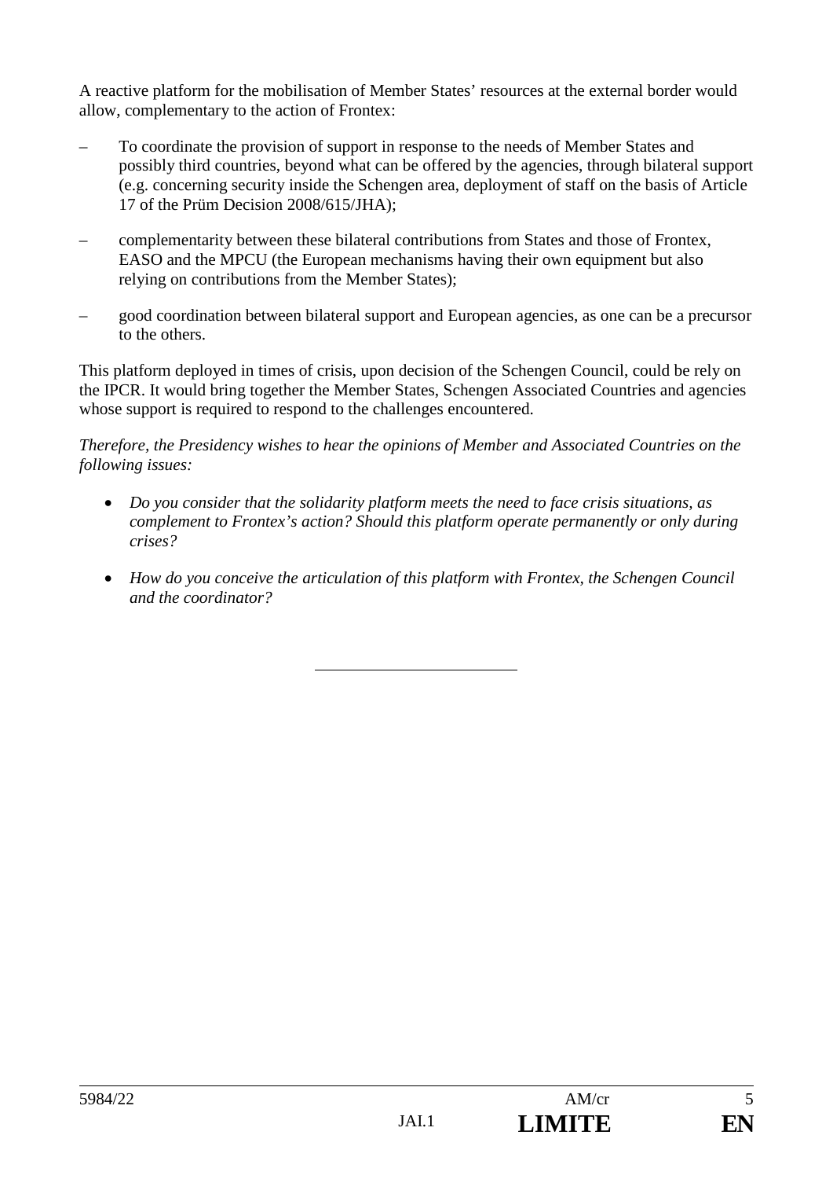A reactive platform for the mobilisation of Member States' resources at the external border would allow, complementary to the action of Frontex:

- To coordinate the provision of support in response to the needs of Member States and possibly third countries, beyond what can be offered by the agencies, through bilateral support (e.g. concerning security inside the Schengen area, deployment of staff on the basis of Article 17 of the Prüm Decision 2008/615/JHA);
- complementarity between these bilateral contributions from States and those of Frontex, EASO and the MPCU (the European mechanisms having their own equipment but also relying on contributions from the Member States);
- good coordination between bilateral support and European agencies, as one can be a precursor to the others.

This platform deployed in times of crisis, upon decision of the Schengen Council, could be rely on the IPCR. It would bring together the Member States, Schengen Associated Countries and agencies whose support is required to respond to the challenges encountered.

*Therefore, the Presidency wishes to hear the opinions of Member and Associated Countries on the following issues:*

- *Do you consider that the solidarity platform meets the need to face crisis situations, as complement to Frontex's action? Should this platform operate permanently or only during crises?*
- *How do you conceive the articulation of this platform with Frontex, the Schengen Council and the coordinator?*